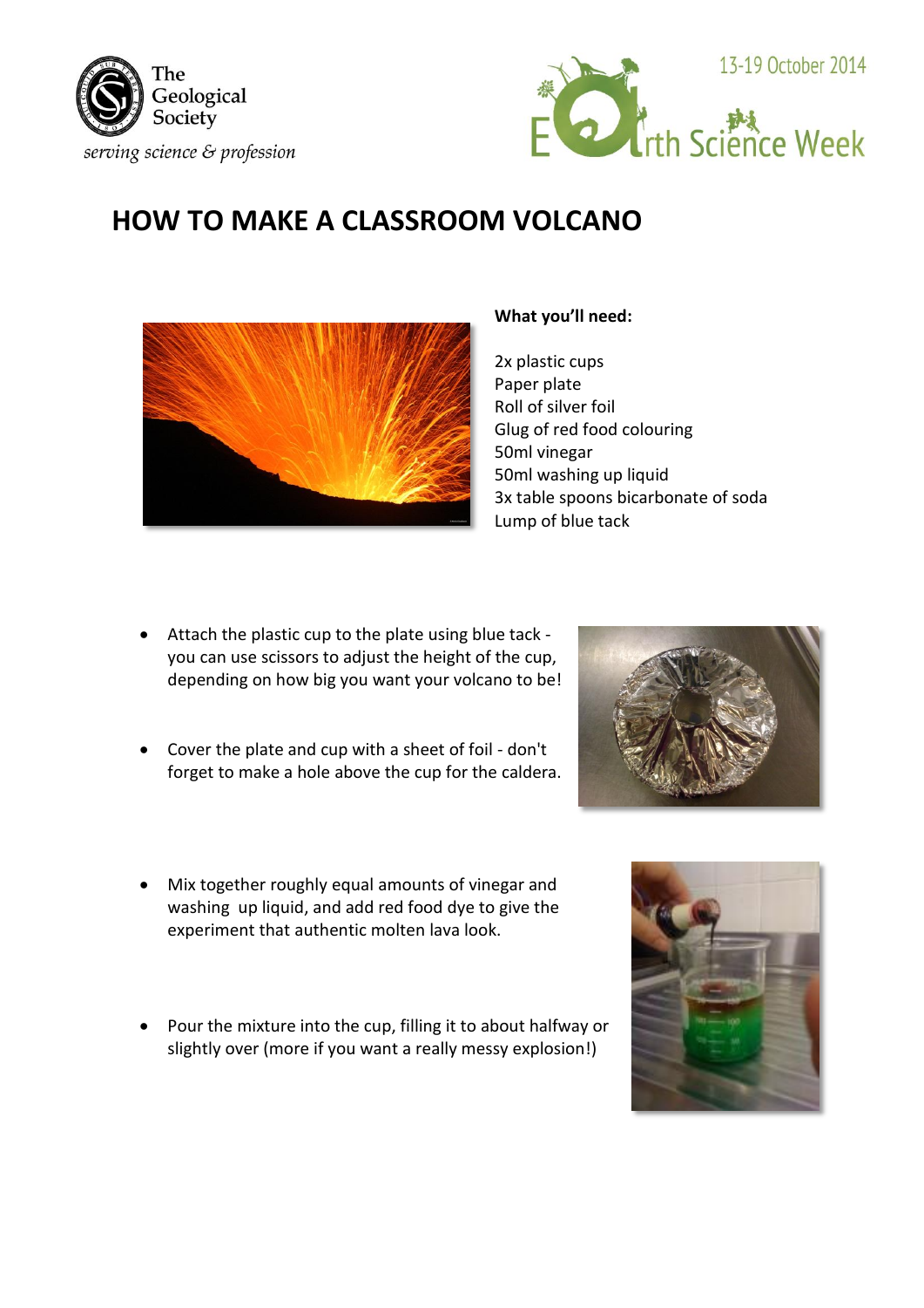# HOW TO MAKE A CLASSROOM VOLCANO

**What you'll need:**

2x plastic cups
Paper plate
Roll of silver foil
Glug of red food colouring
50ml vinegar
50ml washing up liquid
3x table spoons bicarbonate of soda
Lump of blue tack

- Attach the plastic cup to the plate using blue tack - you can use scissors to adjust the height of the cup, depending on how big you want your volcano to be!
- Cover the plate and cup with a sheet of foil - don't forget to make a hole above the cup for the caldera.
- Mix together roughly equal amounts of vinegar and washing up liquid, and add red food dye to give the experiment that authentic molten lava look.
- Pour the mixture into the cup, filling it to about halfway or slightly over (more if you want a really messy explosion!)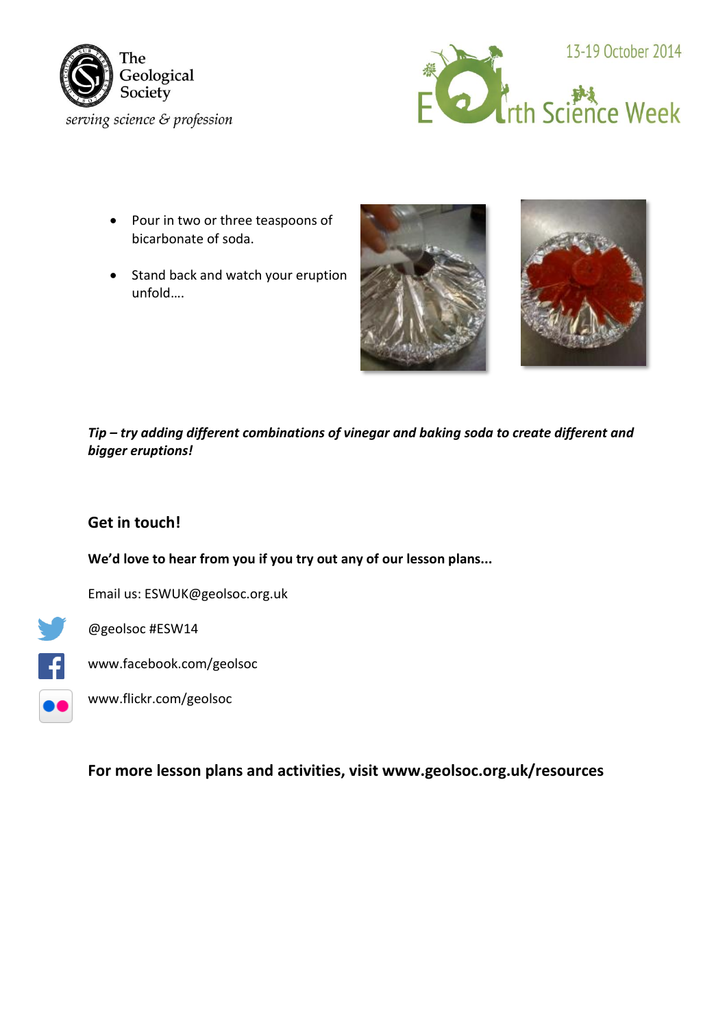- Pour in two or three teaspoons of bicarbonate of soda.
- Stand back and watch your eruption unfold….

***Tip – try adding different combinations of vinegar and baking soda to create different and bigger eruptions!***

## Get in touch!

**We'd love to hear from you if you try out any of our lesson plans...**

Email us: ESWUK@geolsoc.org.uk

@geolsoc #ESW14

www.facebook.com/geolsoc

www.flickr.com/geolsoc

**For more lesson plans and activities, visit www.geolsoc.org.uk/resources**